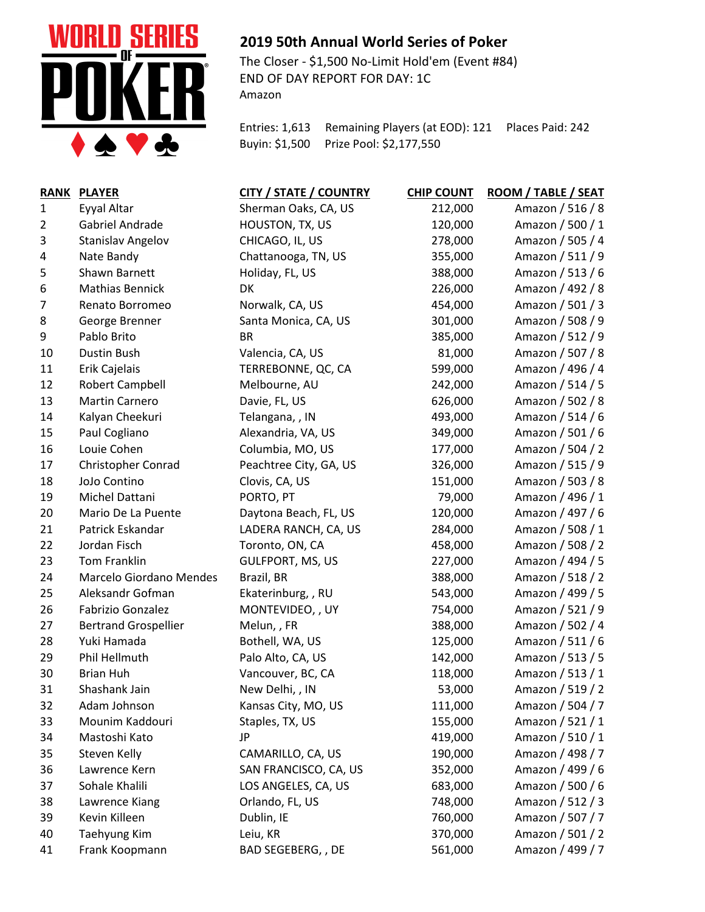WORLD SERIES OF POKER

## 2019 50th Annual World Series of Poker

The Closer - $1,500 No-Limit Hold'em (Event #84)
END OF DAY REPORT FOR DAY: 1C
Amazon

Entries: 1,613 Remaining Players (at EOD): 121 Places Paid: 242
Buyin: $1,500 Prize Pool: $2,177,550

| RANK | PLAYER | CITY / STATE / COUNTRY | CHIP COUNT | ROOM / TABLE / SEAT |
|---|---|---|---|---|
| 1 | Eyyal Altar | Sherman Oaks, CA, US | 212,000 | Amazon / 516 / 8 |
| 2 | Gabriel Andrade | HOUSTON, TX, US | 120,000 | Amazon / 500 / 1 |
| 3 | Stanislav Angelov | CHICAGO, IL, US | 278,000 | Amazon / 505 / 4 |
| 4 | Nate Bandy | Chattanooga, TN, US | 355,000 | Amazon / 511 / 9 |
| 5 | Shawn Barnett | Holiday, FL, US | 388,000 | Amazon / 513 / 6 |
| 6 | Mathias Bennick | DK | 226,000 | Amazon / 492 / 8 |
| 7 | Renato Borromeo | Norwalk, CA, US | 454,000 | Amazon / 501 / 3 |
| 8 | George Brenner | Santa Monica, CA, US | 301,000 | Amazon / 508 / 9 |
| 9 | Pablo Brito | BR | 385,000 | Amazon / 512 / 9 |
| 10 | Dustin Bush | Valencia, CA, US | 81,000 | Amazon / 507 / 8 |
| 11 | Erik Cajelais | TERREBONNE, QC, CA | 599,000 | Amazon / 496 / 4 |
| 12 | Robert Campbell | Melbourne, AU | 242,000 | Amazon / 514 / 5 |
| 13 | Martin Carnero | Davie, FL, US | 626,000 | Amazon / 502 / 8 |
| 14 | Kalyan Cheekuri | Telangana, , IN | 493,000 | Amazon / 514 / 6 |
| 15 | Paul Cogliano | Alexandria, VA, US | 349,000 | Amazon / 501 / 6 |
| 16 | Louie Cohen | Columbia, MO, US | 177,000 | Amazon / 504 / 2 |
| 17 | Christopher Conrad | Peachtree City, GA, US | 326,000 | Amazon / 515 / 9 |
| 18 | JoJo Contino | Clovis, CA, US | 151,000 | Amazon / 503 / 8 |
| 19 | Michel Dattani | PORTO, PT | 79,000 | Amazon / 496 / 1 |
| 20 | Mario De La Puente | Daytona Beach, FL, US | 120,000 | Amazon / 497 / 6 |
| 21 | Patrick Eskandar | LADERA RANCH, CA, US | 284,000 | Amazon / 508 / 1 |
| 22 | Jordan Fisch | Toronto, ON, CA | 458,000 | Amazon / 508 / 2 |
| 23 | Tom Franklin | GULFPORT, MS, US | 227,000 | Amazon / 494 / 5 |
| 24 | Marcelo Giordano Mendes | Brazil, BR | 388,000 | Amazon / 518 / 2 |
| 25 | Aleksandr Gofman | Ekaterinburg, , RU | 543,000 | Amazon / 499 / 5 |
| 26 | Fabrizio Gonzalez | MONTEVIDEO, , UY | 754,000 | Amazon / 521 / 9 |
| 27 | Bertrand Grospellier | Melun, , FR | 388,000 | Amazon / 502 / 4 |
| 28 | Yuki Hamada | Bothell, WA, US | 125,000 | Amazon / 511 / 6 |
| 29 | Phil Hellmuth | Palo Alto, CA, US | 142,000 | Amazon / 513 / 5 |
| 30 | Brian Huh | Vancouver, BC, CA | 118,000 | Amazon / 513 / 1 |
| 31 | Shashank Jain | New Delhi, , IN | 53,000 | Amazon / 519 / 2 |
| 32 | Adam Johnson | Kansas City, MO, US | 111,000 | Amazon / 504 / 7 |
| 33 | Mounim Kaddouri | Staples, TX, US | 155,000 | Amazon / 521 / 1 |
| 34 | Mastoshi Kato | JP | 419,000 | Amazon / 510 / 1 |
| 35 | Steven Kelly | CAMARILLO, CA, US | 190,000 | Amazon / 498 / 7 |
| 36 | Lawrence Kern | SAN FRANCISCO, CA, US | 352,000 | Amazon / 499 / 6 |
| 37 | Sohale Khalili | LOS ANGELES, CA, US | 683,000 | Amazon / 500 / 6 |
| 38 | Lawrence Kiang | Orlando, FL, US | 748,000 | Amazon / 512 / 3 |
| 39 | Kevin Killeen | Dublin, IE | 760,000 | Amazon / 507 / 7 |
| 40 | Taehyung Kim | Leiu, KR | 370,000 | Amazon / 501 / 2 |
| 41 | Frank Koopmann | BAD SEGEBERG, , DE | 561,000 | Amazon / 499 / 7 |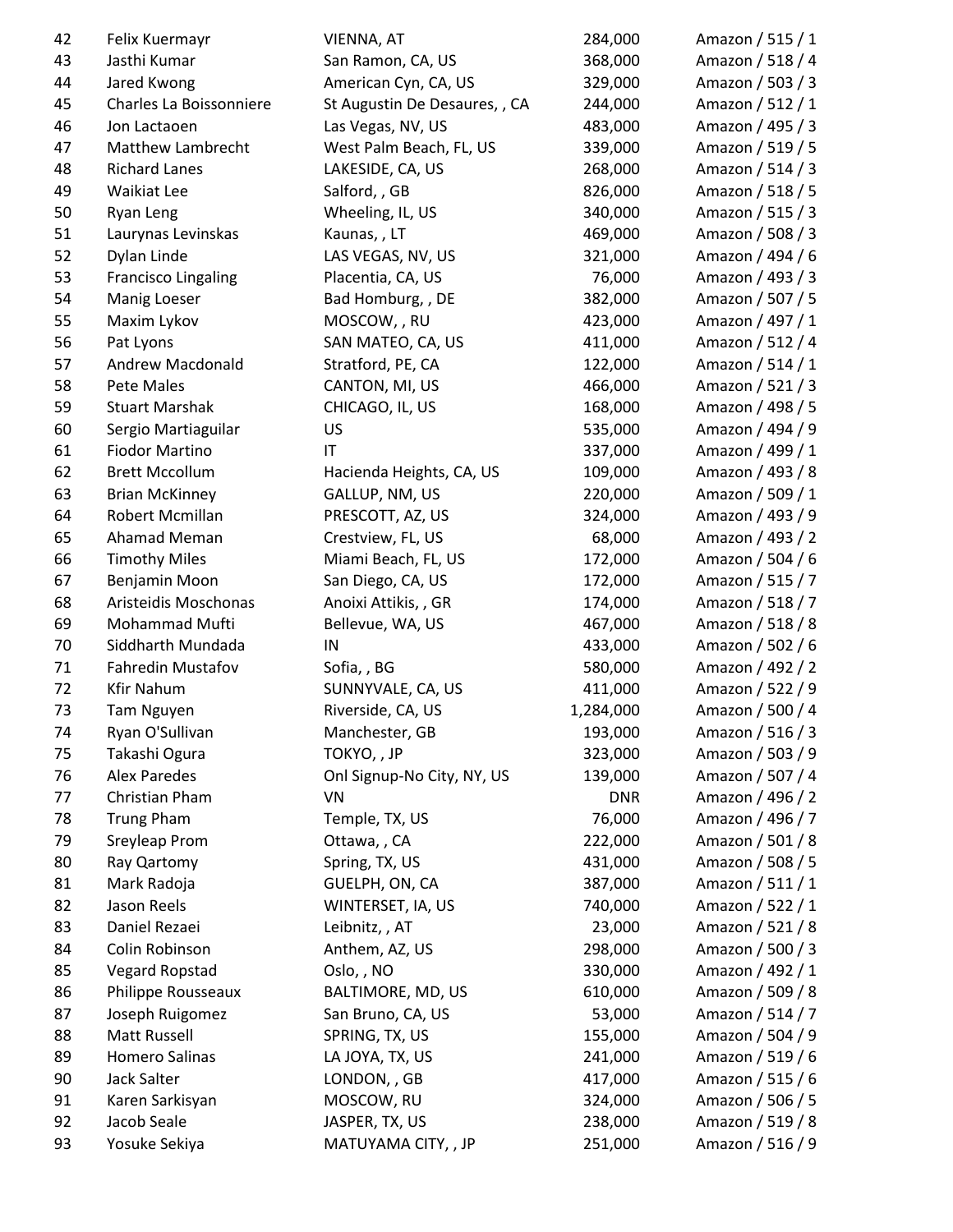| | | | | |
|---|---|---|---|---|
| 42 | Felix Kuermayr | VIENNA, AT | 284,000 | Amazon / 515 / 1 |
| 43 | Jasthi Kumar | San Ramon, CA, US | 368,000 | Amazon / 518 / 4 |
| 44 | Jared Kwong | American Cyn, CA, US | 329,000 | Amazon / 503 / 3 |
| 45 | Charles La Boissonniere | St Augustin De Desaures, , CA | 244,000 | Amazon / 512 / 1 |
| 46 | Jon Lactaoen | Las Vegas, NV, US | 483,000 | Amazon / 495 / 3 |
| 47 | Matthew Lambrecht | West Palm Beach, FL, US | 339,000 | Amazon / 519 / 5 |
| 48 | Richard Lanes | LAKESIDE, CA, US | 268,000 | Amazon / 514 / 3 |
| 49 | Waikiat Lee | Salford, , GB | 826,000 | Amazon / 518 / 5 |
| 50 | Ryan Leng | Wheeling, IL, US | 340,000 | Amazon / 515 / 3 |
| 51 | Laurynas Levinskas | Kaunas, , LT | 469,000 | Amazon / 508 / 3 |
| 52 | Dylan Linde | LAS VEGAS, NV, US | 321,000 | Amazon / 494 / 6 |
| 53 | Francisco Lingaling | Placentia, CA, US | 76,000 | Amazon / 493 / 3 |
| 54 | Manig Loeser | Bad Homburg, , DE | 382,000 | Amazon / 507 / 5 |
| 55 | Maxim Lykov | MOSCOW, , RU | 423,000 | Amazon / 497 / 1 |
| 56 | Pat Lyons | SAN MATEO, CA, US | 411,000 | Amazon / 512 / 4 |
| 57 | Andrew Macdonald | Stratford, PE, CA | 122,000 | Amazon / 514 / 1 |
| 58 | Pete Males | CANTON, MI, US | 466,000 | Amazon / 521 / 3 |
| 59 | Stuart Marshak | CHICAGO, IL, US | 168,000 | Amazon / 498 / 5 |
| 60 | Sergio Martiaguilar | US | 535,000 | Amazon / 494 / 9 |
| 61 | Fiodor Martino | IT | 337,000 | Amazon / 499 / 1 |
| 62 | Brett Mccollum | Hacienda Heights, CA, US | 109,000 | Amazon / 493 / 8 |
| 63 | Brian McKinney | GALLUP, NM, US | 220,000 | Amazon / 509 / 1 |
| 64 | Robert Mcmillan | PRESCOTT, AZ, US | 324,000 | Amazon / 493 / 9 |
| 65 | Ahamad Meman | Crestview, FL, US | 68,000 | Amazon / 493 / 2 |
| 66 | Timothy Miles | Miami Beach, FL, US | 172,000 | Amazon / 504 / 6 |
| 67 | Benjamin Moon | San Diego, CA, US | 172,000 | Amazon / 515 / 7 |
| 68 | Aristeidis Moschonas | Anoixi Attikis, , GR | 174,000 | Amazon / 518 / 7 |
| 69 | Mohammad Mufti | Bellevue, WA, US | 467,000 | Amazon / 518 / 8 |
| 70 | Siddharth Mundada | IN | 433,000 | Amazon / 502 / 6 |
| 71 | Fahredin Mustafov | Sofia, , BG | 580,000 | Amazon / 492 / 2 |
| 72 | Kfir Nahum | SUNNYVALE, CA, US | 411,000 | Amazon / 522 / 9 |
| 73 | Tam Nguyen | Riverside, CA, US | 1,284,000 | Amazon / 500 / 4 |
| 74 | Ryan O'Sullivan | Manchester, GB | 193,000 | Amazon / 516 / 3 |
| 75 | Takashi Ogura | TOKYO, , JP | 323,000 | Amazon / 503 / 9 |
| 76 | Alex Paredes | Onl Signup-No City, NY, US | 139,000 | Amazon / 507 / 4 |
| 77 | Christian Pham | VN | DNR | Amazon / 496 / 2 |
| 78 | Trung Pham | Temple, TX, US | 76,000 | Amazon / 496 / 7 |
| 79 | Sreyleap Prom | Ottawa, , CA | 222,000 | Amazon / 501 / 8 |
| 80 | Ray Qartomy | Spring, TX, US | 431,000 | Amazon / 508 / 5 |
| 81 | Mark Radoja | GUELPH, ON, CA | 387,000 | Amazon / 511 / 1 |
| 82 | Jason Reels | WINTERSET, IA, US | 740,000 | Amazon / 522 / 1 |
| 83 | Daniel Rezaei | Leibnitz, , AT | 23,000 | Amazon / 521 / 8 |
| 84 | Colin Robinson | Anthem, AZ, US | 298,000 | Amazon / 500 / 3 |
| 85 | Vegard Ropstad | Oslo, , NO | 330,000 | Amazon / 492 / 1 |
| 86 | Philippe Rousseaux | BALTIMORE, MD, US | 610,000 | Amazon / 509 / 8 |
| 87 | Joseph Ruigomez | San Bruno, CA, US | 53,000 | Amazon / 514 / 7 |
| 88 | Matt Russell | SPRING, TX, US | 155,000 | Amazon / 504 / 9 |
| 89 | Homero Salinas | LA JOYA, TX, US | 241,000 | Amazon / 519 / 6 |
| 90 | Jack Salter | LONDON, , GB | 417,000 | Amazon / 515 / 6 |
| 91 | Karen Sarkisyan | MOSCOW, RU | 324,000 | Amazon / 506 / 5 |
| 92 | Jacob Seale | JASPER, TX, US | 238,000 | Amazon / 519 / 8 |
| 93 | Yosuke Sekiya | MATUYAMA CITY, , JP | 251,000 | Amazon / 516 / 9 |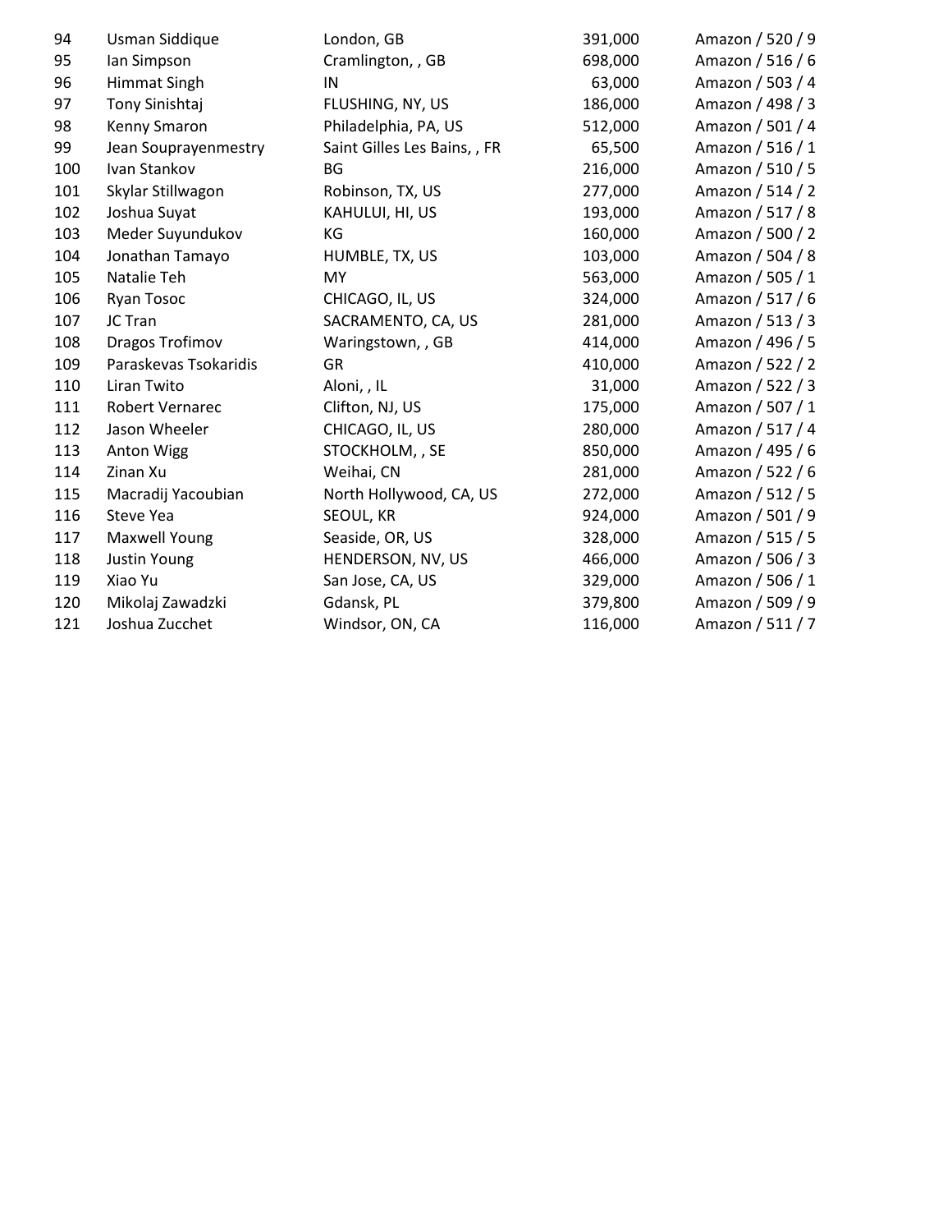| | | | | |
|---|---|---|---|---|
| 94 | Usman Siddique | London, GB | 391,000 | Amazon / 520 / 9 |
| 95 | Ian Simpson | Cramlington, , GB | 698,000 | Amazon / 516 / 6 |
| 96 | Himmat Singh | IN | 63,000 | Amazon / 503 / 4 |
| 97 | Tony Sinishtaj | FLUSHING, NY, US | 186,000 | Amazon / 498 / 3 |
| 98 | Kenny Smaron | Philadelphia, PA, US | 512,000 | Amazon / 501 / 4 |
| 99 | Jean Souprayenmestry | Saint Gilles Les Bains, , FR | 65,500 | Amazon / 516 / 1 |
| 100 | Ivan Stankov | BG | 216,000 | Amazon / 510 / 5 |
| 101 | Skylar Stillwagon | Robinson, TX, US | 277,000 | Amazon / 514 / 2 |
| 102 | Joshua Suyat | KAHULUI, HI, US | 193,000 | Amazon / 517 / 8 |
| 103 | Meder Suyundukov | KG | 160,000 | Amazon / 500 / 2 |
| 104 | Jonathan Tamayo | HUMBLE, TX, US | 103,000 | Amazon / 504 / 8 |
| 105 | Natalie Teh | MY | 563,000 | Amazon / 505 / 1 |
| 106 | Ryan Tosoc | CHICAGO, IL, US | 324,000 | Amazon / 517 / 6 |
| 107 | JC Tran | SACRAMENTO, CA, US | 281,000 | Amazon / 513 / 3 |
| 108 | Dragos Trofimov | Waringstown, , GB | 414,000 | Amazon / 496 / 5 |
| 109 | Paraskevas Tsokaridis | GR | 410,000 | Amazon / 522 / 2 |
| 110 | Liran Twito | Aloni, , IL | 31,000 | Amazon / 522 / 3 |
| 111 | Robert Vernarec | Clifton, NJ, US | 175,000 | Amazon / 507 / 1 |
| 112 | Jason Wheeler | CHICAGO, IL, US | 280,000 | Amazon / 517 / 4 |
| 113 | Anton Wigg | STOCKHOLM, , SE | 850,000 | Amazon / 495 / 6 |
| 114 | Zinan Xu | Weihai, CN | 281,000 | Amazon / 522 / 6 |
| 115 | Macradij Yacoubian | North Hollywood, CA, US | 272,000 | Amazon / 512 / 5 |
| 116 | Steve Yea | SEOUL, KR | 924,000 | Amazon / 501 / 9 |
| 117 | Maxwell Young | Seaside, OR, US | 328,000 | Amazon / 515 / 5 |
| 118 | Justin Young | HENDERSON, NV, US | 466,000 | Amazon / 506 / 3 |
| 119 | Xiao Yu | San Jose, CA, US | 329,000 | Amazon / 506 / 1 |
| 120 | Mikolaj Zawadzki | Gdansk, PL | 379,800 | Amazon / 509 / 9 |
| 121 | Joshua Zucchet | Windsor, ON, CA | 116,000 | Amazon / 511 / 7 |